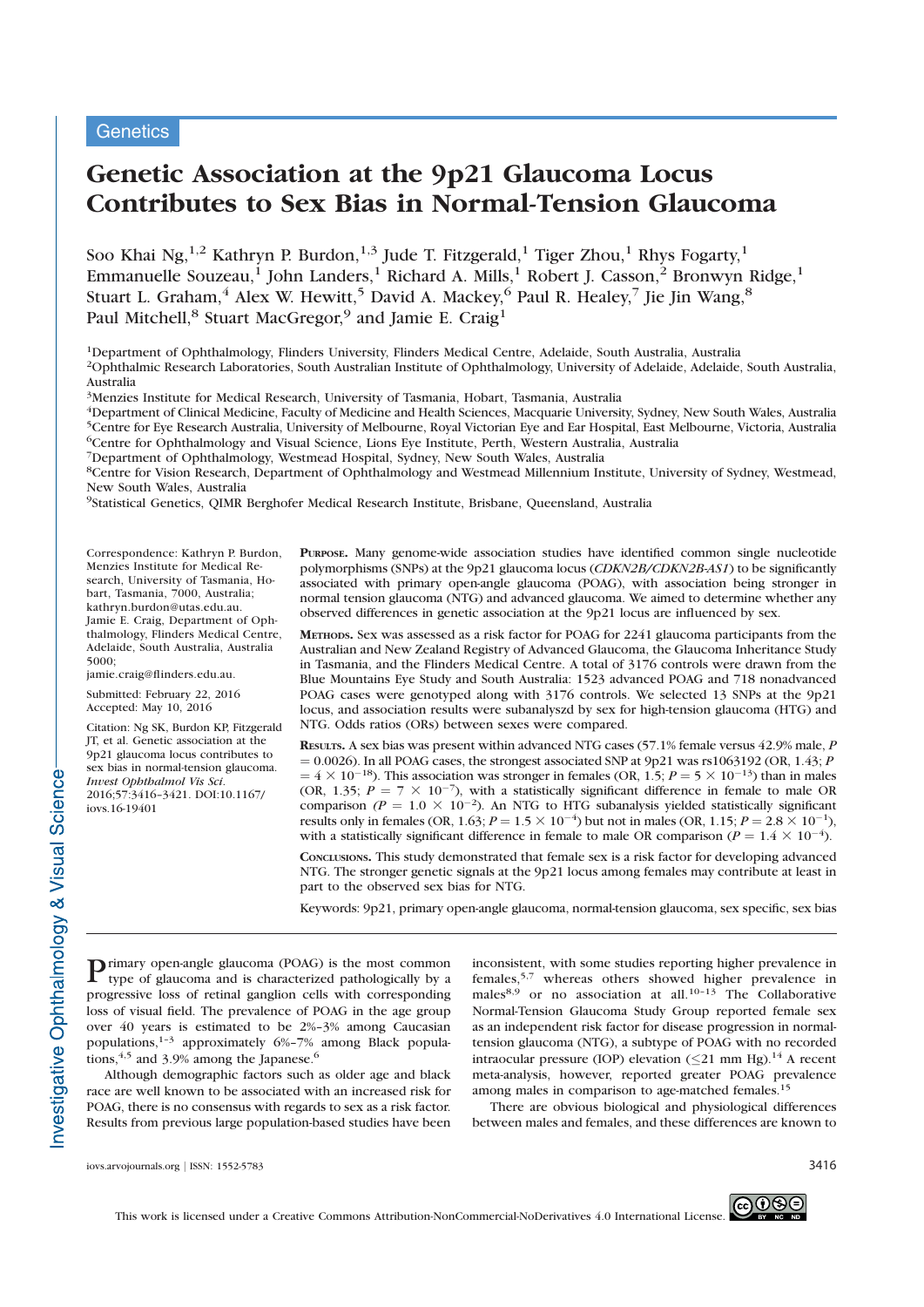Genetics

# Genetic Association at the 9p21 Glaucoma Locus Contributes to Sex Bias in Normal-Tension Glaucoma

Soo Khai Ng,[1,2] Kathryn P. Burdon,[1,3] Jude T. Fitzgerald,[1] Tiger Zhou,[1] Rhys Fogarty,[1] Emmanuelle Souzeau,[1] John Landers,[1] Richard A. Mills,[1] Robert J. Casson,[2] Bronwyn Ridge,[1] Stuart L. Graham,[4] Alex W. Hewitt,[5] David A. Mackey,[6] Paul R. Healey,[7] Jie Jin Wang,[8] Paul Mitchell,[8] Stuart MacGregor,[9] and Jamie E. Craig[1]

[1]Department of Ophthalmology, Flinders University, Flinders Medical Centre, Adelaide, South Australia, Australia
[2]Ophthalmic Research Laboratories, South Australian Institute of Ophthalmology, University of Adelaide, Adelaide, South Australia, Australia
[3]Menzies Institute for Medical Research, University of Tasmania, Hobart, Tasmania, Australia
[4]Department of Clinical Medicine, Faculty of Medicine and Health Sciences, Macquarie University, Sydney, New South Wales, Australia
[5]Centre for Eye Research Australia, University of Melbourne, Royal Victorian Eye and Ear Hospital, East Melbourne, Victoria, Australia
[6]Centre for Ophthalmology and Visual Science, Lions Eye Institute, Perth, Western Australia, Australia
[7]Department of Ophthalmology, Westmead Hospital, Sydney, New South Wales, Australia
[8]Centre for Vision Research, Department of Ophthalmology and Westmead Millennium Institute, University of Sydney, Westmead, New South Wales, Australia
[9]Statistical Genetics, QIMR Berghofer Medical Research Institute, Brisbane, Queensland, Australia

Correspondence: Kathryn P. Burdon, Menzies Institute for Medical Research, University of Tasmania, Hobart, Tasmania, 7000, Australia; kathryn.burdon@utas.edu.au.
Jamie E. Craig, Department of Ophthalmology, Flinders Medical Centre, Adelaide, South Australia, Australia 5000;
jamie.craig@flinders.edu.au.

Submitted: February 22, 2016
Accepted: May 10, 2016

Citation: Ng SK, Burdon KP, Fitzgerald JT, et al. Genetic association at the 9p21 glaucoma locus contributes to sex bias in normal-tension glaucoma. *Invest Ophthalmol Vis Sci.* 2016;57:3416–3421. DOI:10.1167/iovs.16-19401

**Purpose.** Many genome-wide association studies have identified common single nucleotide polymorphisms (SNPs) at the 9p21 glaucoma locus (*CDKN2B/CDKN2B-AS1*) to be significantly associated with primary open-angle glaucoma (POAG), with association being stronger in normal tension glaucoma (NTG) and advanced glaucoma. We aimed to determine whether any observed differences in genetic association at the 9p21 locus are influenced by sex.

**Methods.** Sex was assessed as a risk factor for POAG for 2241 glaucoma participants from the Australian and New Zealand Registry of Advanced Glaucoma, the Glaucoma Inheritance Study in Tasmania, and the Flinders Medical Centre. A total of 3176 controls were drawn from the Blue Mountains Eye Study and South Australia: 1523 advanced POAG and 718 nonadvanced POAG cases were genotyped along with 3176 controls. We selected 13 SNPs at the 9p21 locus, and association results were subanalyszd by sex for high-tension glaucoma (HTG) and NTG. Odds ratios (ORs) between sexes were compared.

**Results.** A sex bias was present within advanced NTG cases (57.1% female versus 42.9% male, $P = 0.0026$). In all POAG cases, the strongest associated SNP at 9p21 was rs1063192 (OR, 1.43; $P = 4 \times 10^{-18}$). This association was stronger in females (OR, 1.5; $P = 5 \times 10^{-13}$) than in males (OR, 1.35; $P = 7 \times 10^{-7}$), with a statistically significant difference in female to male OR comparison ($P = 1.0 \times 10^{-2}$). An NTG to HTG subanalysis yielded statistically significant results only in females (OR, 1.63; $P = 1.5 \times 10^{-4}$) but not in males (OR, 1.15; $P = 2.8 \times 10^{-1}$), with a statistically significant difference in female to male OR comparison ($P = 1.4 \times 10^{-4}$).

**Conclusions.** This study demonstrated that female sex is a risk factor for developing advanced NTG. The stronger genetic signals at the 9p21 locus among females may contribute at least in part to the observed sex bias for NTG.

Keywords: 9p21, primary open-angle glaucoma, normal-tension glaucoma, sex specific, sex bias

Primary open-angle glaucoma (POAG) is the most common type of glaucoma and is characterized pathologically by a progressive loss of retinal ganglion cells with corresponding loss of visual field. The prevalence of POAG in the age group over 40 years is estimated to be 2%–3% among Caucasian populations,[1–3] approximately 6%–7% among Black populations,[4,5] and 3.9% among the Japanese.[6]

Although demographic factors such as older age and black race are well known to be associated with an increased risk for POAG, there is no consensus with regards to sex as a risk factor. Results from previous large population-based studies have been inconsistent, with some studies reporting higher prevalence in females,[5,7] whereas others showed higher prevalence in males[8,9] or no association at all.[10–13] The Collaborative Normal-Tension Glaucoma Study Group reported female sex as an independent risk factor for disease progression in normal-tension glaucoma (NTG), a subtype of POAG with no recorded intraocular pressure (IOP) elevation ($\leq$21 mm Hg).[14] A recent meta-analysis, however, reported greater POAG prevalence among males in comparison to age-matched females.[15]

There are obvious biological and physiological differences between males and females, and these differences are known to

This work is licensed under a Creative Commons Attribution-NonCommercial-NoDerivatives 4.0 International License.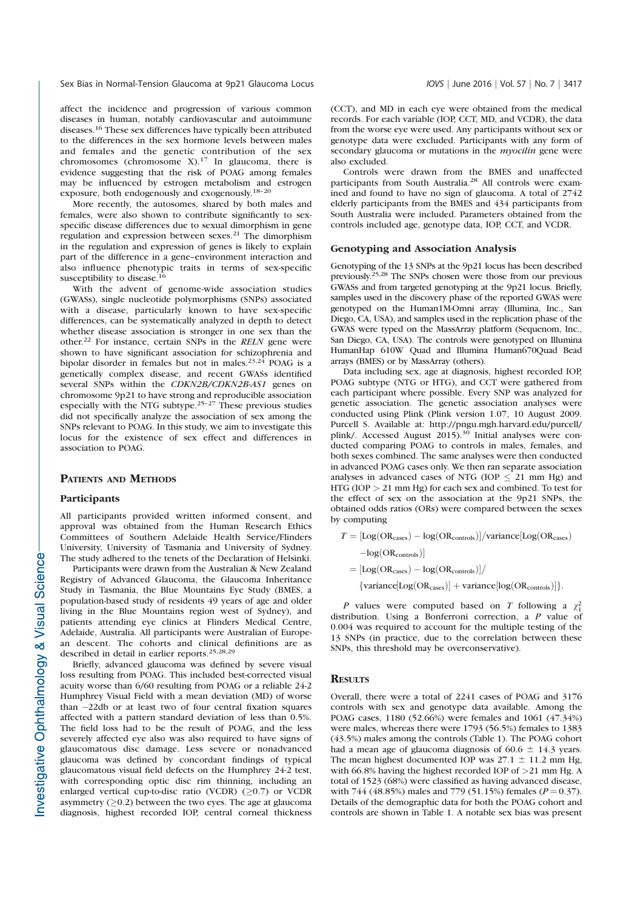affect the incidence and progression of various common diseases in human, notably cardiovascular and autoimmune diseases.[16] These sex differences have typically been attributed to the differences in the sex hormone levels between males and females and the genetic contribution of the sex chromosomes (chromosome X).[17] In glaucoma, there is evidence suggesting that the risk of POAG among females may be influenced by estrogen metabolism and estrogen exposure, both endogenously and exogenously.[18–20]

More recently, the autosomes, shared by both males and females, were also shown to contribute significantly to sex-specific disease differences due to sexual dimorphism in gene regulation and expression between sexes.[21] The dimorphism in the regulation and expression of genes is likely to explain part of the difference in a gene–environment interaction and also influence phenotypic traits in terms of sex-specific susceptibility to disease.[16]

With the advent of genome-wide association studies (GWASs), single nucleotide polymorphisms (SNPs) associated with a disease, particularly known to have sex-specific differences, can be systematically analyzed in depth to detect whether disease association is stronger in one sex than the other.[22] For instance, certain SNPs in the *RELN* gene were shown to have significant association for schizophrenia and bipolar disorder in females but not in males.[23,24] POAG is a genetically complex disease, and recent GWASs identified several SNPs within the *CDKN2B/CDKN2B-AS1* genes on chromosome 9p21 to have strong and reproducible association especially with the NTG subtype.[25–27] These previous studies did not specifically analyze the association of sex among the SNPs relevant to POAG. In this study, we aim to investigate this locus for the existence of sex effect and differences in association to POAG.

## Patients and Methods

### Participants

All participants provided written informed consent, and approval was obtained from the Human Research Ethics Committees of Southern Adelaide Health Service/Flinders University, University of Tasmania and University of Sydney. The study adhered to the tenets of the Declaration of Helsinki.

Participants were drawn from the Australian & New Zealand Registry of Advanced Glaucoma, the Glaucoma Inheritance Study in Tasmania, the Blue Mountains Eye Study (BMES, a population-based study of residents 49 years of age and older living in the Blue Mountains region west of Sydney), and patients attending eye clinics at Flinders Medical Centre, Adelaide, Australia. All participants were Australian of European descent. The cohorts and clinical definitions are as described in detail in earlier reports.[25,28,29]

Briefly, advanced glaucoma was defined by severe visual loss resulting from POAG. This included best-corrected visual acuity worse than 6/60 resulting from POAG or a reliable 24-2 Humphrey Visual Field with a mean deviation (MD) of worse than −22db or at least two of four central fixation squares affected with a pattern standard deviation of less than 0.5%. The field loss had to be the result of POAG, and the less severely affected eye also was also required to have signs of glaucomatous disc damage. Less severe or nonadvanced glaucoma was defined by concordant findings of typical glaucomatous visual field defects on the Humphrey 24-2 test, with corresponding optic disc rim thinning, including an enlarged vertical cup-to-disc ratio (VCDR) ($\geq$0.7) or VCDR asymmetry ($\geq$0.2) between the two eyes. The age at glaucoma diagnosis, highest recorded IOP, central corneal thickness (CCT), and MD in each eye were obtained from the medical records. For each variable (IOP, CCT, MD, and VCDR), the data from the worse eye were used. Any participants without sex or genotype data were excluded. Participants with any form of secondary glaucoma or mutations in the *myocilin* gene were also excluded.

Controls were drawn from the BMES and unaffected participants from South Australia.[28] All controls were examined and found to have no sign of glaucoma. A total of 2742 elderly participants from the BMES and 434 participants from South Australia were included. Parameters obtained from the controls included age, genotype data, IOP, CCT, and VCDR.

### Genotyping and Association Analysis

Genotyping of the 13 SNPs at the 9p21 locus has been described previously.[25,28] The SNPs chosen were those from our previous GWASs and from targeted genotyping at the 9p21 locus. Briefly, samples used in the discovery phase of the reported GWAS were genotyped on the Human1M-Omni array (Illumina, Inc., San Diego, CA, USA), and samples used in the replication phase of the GWAS were typed on the MassArray platform (Sequenom, Inc., San Diego, CA, USA). The controls were genotyped on Illumina HumanHap 610W Quad and Illumina Human670Quad Bead arrays (BMES) or by MassArray (others).

Data including sex, age at diagnosis, highest recorded IOP, POAG subtype (NTG or HTG), and CCT were gathered from each participant where possible. Every SNP was analyzed for genetic association. The genetic association analyses were conducted using Plink (Plink version 1.07, 10 August 2009. Purcell S. Available at: http://pngu.mgh.harvard.edu/purcell/plink/. Accessed August 2015).[30] Initial analyses were conducted comparing POAG to controls in males, females, and both sexes combined. The same analyses were then conducted in advanced POAG cases only. We then ran separate association analyses in advanced cases of NTG (IOP $\leq$ 21 mm Hg) and HTG (IOP > 21 mm Hg) for each sex and combined. To test for the effect of sex on the association at the 9p21 SNPs, the obtained odds ratios (ORs) were compared between the sexes by computing

$$
\begin{aligned}
T &= [\mathrm{Log}(\mathrm{OR}_{\mathrm{cases}}) - \log(\mathrm{OR}_{\mathrm{controls}})]/\mathrm{variance}[\mathrm{Log}(\mathrm{OR}_{\mathrm{cases}}) \\
&\quad - \log(\mathrm{OR}_{\mathrm{controls}})] \\
&= [\mathrm{Log}(\mathrm{OR}_{\mathrm{cases}}) - \log(\mathrm{OR}_{\mathrm{controls}})]/ \\
&\quad \{\mathrm{variance}[\mathrm{Log}(\mathrm{OR}_{\mathrm{cases}})] + \mathrm{variance}[\log(\mathrm{OR}_{\mathrm{controls}})]\}.
\end{aligned}
$$

*P* values were computed based on *T* following a $\chi^2_1$ distribution. Using a Bonferroni correction, a *P* value of 0.004 was required to account for the multiple testing of the 13 SNPs (in practice, due to the correlation between these SNPs, this threshold may be overconservative).

## Results

Overall, there were a total of 2241 cases of POAG and 3176 controls with sex and genotype data available. Among the POAG cases, 1180 (52.66%) were females and 1061 (47.34%) were males, whereas there were 1793 (56.5%) females to 1383 (43.5%) males among the controls (Table 1). The POAG cohort had a mean age of glaucoma diagnosis of 60.6 ± 14.3 years. The mean highest documented IOP was 27.1 ± 11.2 mm Hg, with 66.8% having the highest recorded IOP of >21 mm Hg. A total of 1523 (68%) were classified as having advanced disease, with 744 (48.85%) males and 779 (51.15%) females ($P = 0.37$). Details of the demographic data for both the POAG cohort and controls are shown in Table 1. A notable sex bias was present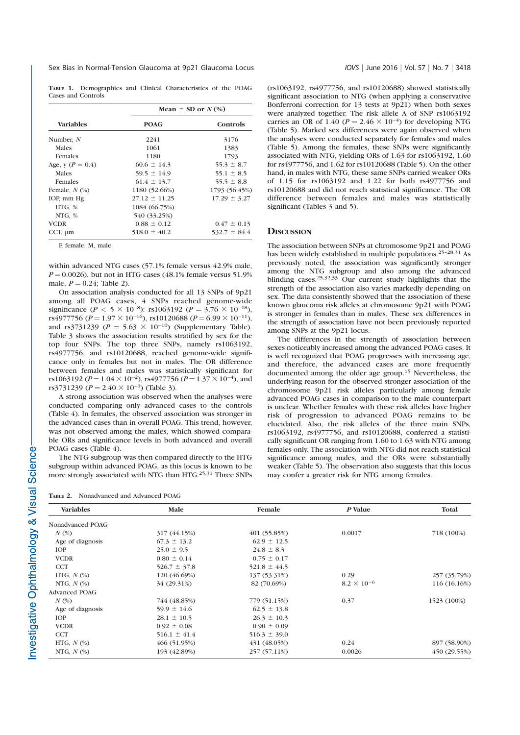**Table 1.** Demographics and Clinical Characteristics of the POAG Cases and Controls

| Variables | Mean ± SD or N (%) | |
|---|---|---|
| | POAG | Controls |
| Number, N | 2241 | 3176 |
| Males | 1061 | 1383 |
| Females | 1180 | 1793 |
| Age, y ($P = 0.4$) | 60.6 ± 14.3 | 55.3 ± 8.7 |
| Males | 59.5 ± 14.9 | 55.1 ± 8.5 |
| Females | 61.4 ± 13.7 | 55.5 ± 8.8 |
| Female, N (%) | 1180 (52.66%) | 1793 (56.45%) |
| IOP, mm Hg | 27.12 ± 11.25 | 17.29 ± 3.27 |
| HTG, % | 1084 (66.75%) | |
| NTG, % | 540 (33.25%) | |
| VCDR | 0.88 ± 0.12 | 0.47 ± 0.13 |
| CCT, μm | 518.0 ± 40.2 | 532.7 ± 84.4 |

F, female; M, male.

within advanced NTG cases (57.1% female versus 42.9% male, $P = 0.0026$), but not in HTG cases (48.1% female versus 51.9% male, $P = 0.24$; Table 2).

On association analysis conducted for all 13 SNPs of 9p21 among all POAG cases, 4 SNPs reached genome-wide significance ($P < 5 \times 10^{-8}$): rs1063192 ($P = 3.76 \times 10^{-18}$), rs4977756 ($P = 1.97 \times 10^{-16}$), rs10120688 ($P = 6.99 \times 10^{-11}$), and rs3731239 ($P = 5.63 \times 10^{-10}$) (Supplementary Table). Table 3 shows the association results stratified by sex for the top four SNPs. The top three SNPs, namely rs1063192, rs4977756, and rs10120688, reached genome-wide significance only in females but not in males. The OR difference between females and males was statistically significant for rs1063192 ($P = 1.04 \times 10^{-2}$), rs4977756 ($P = 1.37 \times 10^{-4}$), and rs3731239 ($P = 2.40 \times 10^{-3}$) (Table 3).

A strong association was observed when the analyses were conducted comparing only advanced cases to the controls (Table 4). In females, the observed association was stronger in the advanced cases than in overall POAG. This trend, however, was not observed among the males, which showed comparable ORs and significance levels in both advanced and overall POAG cases (Table 4).

The NTG subgroup was then compared directly to the HTG subgroup within advanced POAG, as this locus is known to be more strongly associated with NTG than HTG.[25,31] Three SNPs (rs1063192, rs4977756, and rs10120688) showed statistically significant association to NTG (when applying a conservative Bonferroni correction for 13 tests at 9p21) when both sexes were analyzed together. The risk allele A of SNP rs1063192 carries an OR of 1.40 ($P = 2.46 \times 10^{-4}$) for developing NTG (Table 5). Marked sex differences were again observed when the analyses were conducted separately for females and males (Table 5). Among the females, these SNPs were significantly associated with NTG, yielding ORs of 1.63 for rs1063192, 1.60 for rs4977756, and 1.62 for rs10120688 (Table 5). On the other hand, in males with NTG, these same SNPs carried weaker ORs of 1.15 for rs1063192 and 1.22 for both rs4977756 and rs10120688 and did not reach statistical significance. The OR difference between females and males was statistically significant (Tables 3 and 5).

## Discussion

The association between SNPs at chromosome 9p21 and POAG has been widely established in multiple populations.[25–28,31] As previously noted, the association was significantly stronger among the NTG subgroup and also among the advanced blinding cases.[25,32,33] Our current study highlights that the strength of the association also varies markedly depending on sex. The data consistently showed that the association of these known glaucoma risk alleles at chromosome 9p21 with POAG is stronger in females than in males. These sex differences in the strength of association have not been previously reported among SNPs at the 9p21 locus.

The differences in the strength of association between sexes noticeably increased among the advanced POAG cases. It is well recognized that POAG progresses with increasing age, and therefore, the advanced cases are more frequently documented among the older age group.[15] Nevertheless, the underlying reason for the observed stronger association of the chromosome 9p21 risk alleles particularly among female advanced POAG cases in comparison to the male counterpart is unclear. Whether females with these risk alleles have higher risk of progression to advanced POAG remains to be elucidated. Also, the risk alleles of the three main SNPs, rs1063192, rs4977756, and rs10120688, conferred a statistically significant OR ranging from 1.60 to 1.63 with NTG among females only. The association with NTG did not reach statistical significance among males, and the ORs were substantially weaker (Table 5). The observation also suggests that this locus may confer a greater risk for NTG among females.

**Table 2.** Nonadvanced and Advanced POAG

| Variables | Male | Female | P Value | Total |
|---|---|---|---|---|
| Nonadvanced POAG | | | | |
| N (%) | 317 (44.15%) | 401 (55.85%) | 0.0017 | 718 (100%) |
| Age of diagnosis | 67.3 ± 13.2 | 62.9 ± 12.5 | | |
| IOP | 25.0 ± 9.5 | 24.8 ± 8.3 | | |
| VCDR | 0.80 ± 0.14 | 0.75 ± 0.17 | | |
| CCT | 526.7 ± 37.8 | 521.8 ± 44.5 | | |
| HTG, N (%) | 120 (46.69%) | 137 (53.31%) | 0.29 | 257 (35.79%) |
| NTG, N (%) | 34 (29.31%) | 82 (70.69%) | $8.2 \times 10^{-6}$ | 116 (16.16%) |
| Advanced POAG | | | | |
| N (%) | 744 (48.85%) | 779 (51.15%) | 0.37 | 1523 (100%) |
| Age of diagnosis | 59.9 ± 14.6 | 62.5 ± 13.8 | | |
| IOP | 28.1 ± 10.5 | 26.3 ± 10.3 | | |
| VCDR | 0.92 ± 0.08 | 0.90 ± 0.09 | | |
| CCT | 516.1 ± 41.4 | 516.3 ± 39.0 | | |
| HTG, N (%) | 466 (51.95%) | 431 (48.05%) | 0.24 | 897 (58.90%) |
| NTG, N (%) | 193 (42.89%) | 257 (57.11%) | 0.0026 | 450 (29.55%) |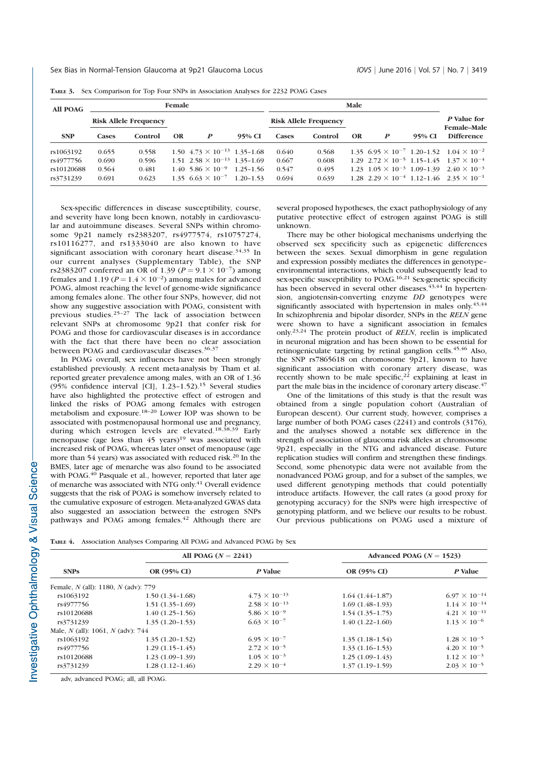**TABLE 3.** Sex Comparison for Top Four SNPs in Association Analyses for 2232 POAG Cases

| All POAG | Female | | | | | Male | | | | | |
|---|---|---|---|---|---|---|---|---|---|---|---|
| | Risk Allele Frequency | | | | | Risk Allele Frequency | | | | | *P* Value for Female–Male Difference |
| SNP | Cases | Control | OR | *P* | 95% CI | Cases | Control | OR | *P* | 95% CI | |
| rs1063192 | 0.655 | 0.558 | 1.50 | $4.73 \times 10^{-13}$ | 1.35–1.68 | 0.640 | 0.568 | 1.35 | $6.95 \times 10^{-7}$ | 1.20–1.52 | $1.04 \times 10^{-2}$ |
| rs4977756 | 0.690 | 0.596 | 1.51 | $2.58 \times 10^{-13}$ | 1.35–1.69 | 0.667 | 0.608 | 1.29 | $2.72 \times 10^{-5}$ | 1.15–1.45 | $1.37 \times 10^{-4}$ |
| rs10120688 | 0.564 | 0.481 | 1.40 | $5.86 \times 10^{-9}$ | 1.25–1.56 | 0.547 | 0.495 | 1.23 | $1.05 \times 10^{-3}$ | 1.09–1.39 | $2.40 \times 10^{-3}$ |
| rs3731239 | 0.691 | 0.623 | 1.35 | $6.63 \times 10^{-7}$ | 1.20–1.53 | 0.694 | 0.639 | 1.28 | $2.29 \times 10^{-4}$ | 1.12–1.46 | $2.35 \times 10^{-1}$ |

Sex-specific differences in disease susceptibility, course, and severity have long been known, notably in cardiovascular and autoimmune diseases. Several SNPs within chromosome 9p21 namely rs2383207, rs4977574, rs10757274, rs10116277, and rs1333040 are also known to have significant association with coronary heart disease.[34,35] In our current analyses (Supplementary Table), the SNP rs2383207 conferred an OR of 1.39 ($P = 9.1 \times 10^{-7}$) among females and 1.19 ($P = 1.4 \times 10^{-2}$) among males for advanced POAG, almost reaching the level of genome-wide significance among females alone. The other four SNPs, however, did not show any suggestive association with POAG, consistent with previous studies.[25–27] The lack of association between relevant SNPs at chromosome 9p21 that confer risk for POAG and those for cardiovascular diseases is in accordance with the fact that there have been no clear association between POAG and cardiovascular diseases.[36,37]

In POAG overall, sex influences have not been strongly established previously. A recent meta-analysis by Tham et al. reported greater prevalence among males, with an OR of 1.36 (95% confidence interval [CI], 1.23–1.52).[15] Several studies have also highlighted the protective effect of estrogen and linked the risks of POAG among females with estrogen metabolism and exposure.[18–20] Lower IOP was shown to be associated with postmenopausal hormonal use and pregnancy, during which estrogen levels are elevated.[18,38,39] Early menopause (age less than 45 years)[19] was associated with increased risk of POAG, whereas later onset of menopause (age more than 54 years) was associated with reduced risk.[20] In the BMES, later age of menarche was also found to be associated with POAG.[40] Pasquale et al., however, reported that later age of menarche was associated with NTG only.[41] Overall evidence suggests that the risk of POAG is somehow inversely related to the cumulative exposure of estrogen. Meta-analyzed GWAS data also suggested an association between the estrogen SNPs pathways and POAG among females.[42] Although there are several proposed hypotheses, the exact pathophysiology of any putative protective effect of estrogen against POAG is still unknown.

There may be other biological mechanisms underlying the observed sex specificity such as epigenetic differences between the sexes. Sexual dimorphism in gene regulation and expression possibly mediates the differences in genotype–environmental interactions, which could subsequently lead to sex-specific susceptibility to POAG.[16,21] Sex-genetic specificity has been observed in several other diseases.[43,44] In hypertension, angiotensin-converting enzyme *DD* genotypes were significantly associated with hypertension in males only.[43,44] In schizophrenia and bipolar disorder, SNPs in the *RELN* gene were shown to have a significant association in females only.[23,24] The protein product of *RELN*, reelin is implicated in neuronal migration and has been shown to be essential for retinogeniculate targeting by retinal ganglion cells.[45,46] Also, the SNP rs7865618 on chromosome 9p21, known to have significant association with coronary artery disease, was recently shown to be male specific,[22] explaining at least in part the male bias in the incidence of coronary artery disease.[47]

One of the limitations of this study is that the result was obtained from a single population cohort (Australian of European descent). Our current study, however, comprises a large number of both POAG cases (2241) and controls (3176), and the analyses showed a notable sex difference in the strength of association of glaucoma risk alleles at chromosome 9p21, especially in the NTG and advanced disease. Future replication studies will confirm and strengthen these findings. Second, some phenotypic data were not available from the nonadvanced POAG group, and for a subset of the samples, we used different genotyping methods that could potentially introduce artifacts. However, the call rates (a good proxy for genotyping accuracy) for the SNPs were high irrespective of genotyping platform, and we believe our results to be robust. Our previous publications on POAG used a mixture of

**TABLE 4.** Association Analyses Comparing All POAG and Advanced POAG by Sex

| SNPs | All POAG ($N = 2241$) | | Advanced POAG ($N = 1523$) | |
|---|---|---|---|---|
| | OR (95% CI) | *P* Value | OR (95% CI) | *P* Value |
| Female, *N* (all): 1180, *N* (adv): 779 | | | | |
| rs1063192 | 1.50 (1.34–1.68) | $4.73 \times 10^{-13}$ | 1.64 (1.44–1.87) | $6.97 \times 10^{-14}$ |
| rs4977756 | 1.51 (1.35–1.69) | $2.58 \times 10^{-13}$ | 1.69 (1.48–1.93) | $1.14 \times 10^{-14}$ |
| rs10120688 | 1.40 (1.25–1.56) | $5.86 \times 10^{-9}$ | 1.54 (1.35–1.75) | $4.21 \times 10^{-11}$ |
| rs3731239 | 1.35 (1.20–1.53) | $6.63 \times 10^{-7}$ | 1.40 (1.22–1.60) | $1.13 \times 10^{-6}$ |
| Male, *N* (all): 1061, *N* (adv): 744 | | | | |
| rs1063192 | 1.35 (1.20–1.52) | $6.95 \times 10^{-7}$ | 1.35 (1.18–1.54) | $1.28 \times 10^{-5}$ |
| rs4977756 | 1.29 (1.15–1.45) | $2.72 \times 10^{-5}$ | 1.33 (1.16–1.53) | $4.20 \times 10^{-5}$ |
| rs10120688 | 1.23 (1.09–1.39) | $1.05 \times 10^{-3}$ | 1.25 (1.09–1.43) | $1.12 \times 10^{-3}$ |
| rs3731239 | 1.28 (1.12–1.46) | $2.29 \times 10^{-4}$ | 1.37 (1.19–1.59) | $2.03 \times 10^{-5}$ |

adv, advanced POAG; all, all POAG.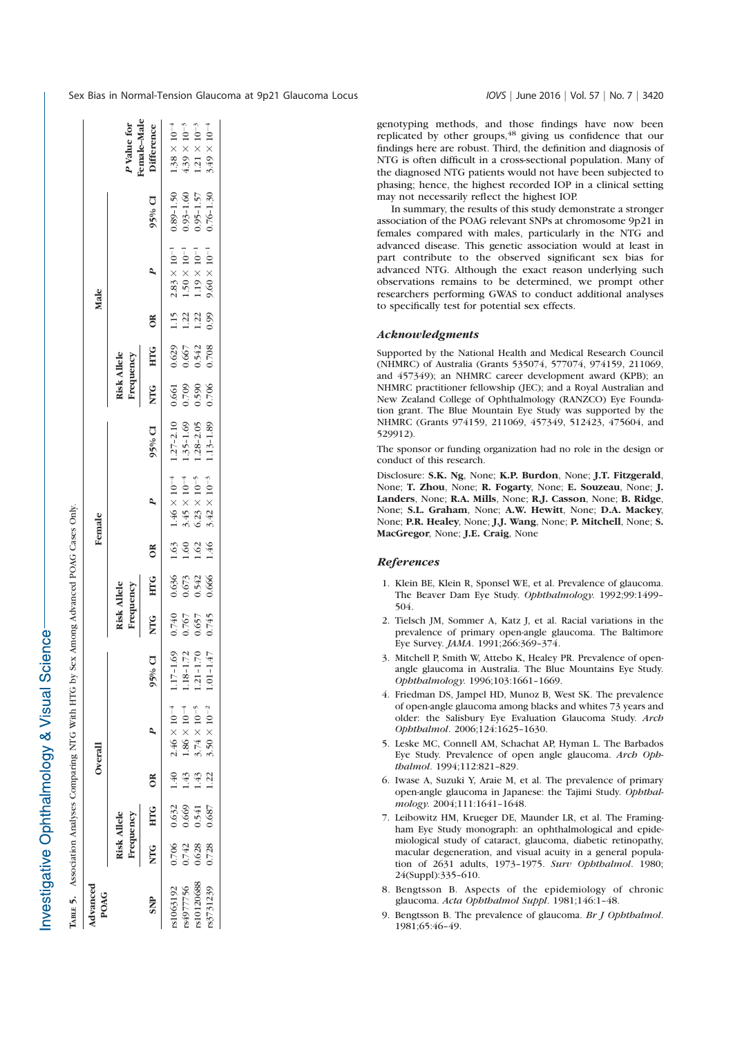**Table 5.** Association Analyses Comparing NTG With HTG by Sex Among Advanced POAG Cases Only.

| Advanced POAG | Overall | | | | | | Female | | | | | | Male | | | | | | P Value for Female–Male |
|---|---|---|---|---|---|---|---|---|---|---|---|---|---|---|---|---|---|---|---|
| | Risk Allele Frequency | | | | | | Risk Allele Frequency | | | | | | Risk Allele Frequency | | | | | | |
| SNP | NTG | HTG | OR | P | 95% CI | | NTG | HTG | OR | P | 95% CI | | NTG | HTG | OR | P | 95% CI | | Difference |
| rs1063192 | 0.706 | 0.632 | 1.40 | $2.46 \times 10^{-4}$ | 1.17–1.69 | | 0.740 | 0.636 | 1.63 | $1.46 \times 10^{-4}$ | 1.27–2.10 | | 0.661 | 0.629 | 1.15 | $2.83 \times 10^{-1}$ | 0.89–1.50 | | $1.38 \times 10^{-4}$ |
| rs4977756 | 0.742 | 0.669 | 1.43 | $1.86 \times 10^{-4}$ | 1.18–1.72 | | 0.767 | 0.673 | 1.60 | $3.45 \times 10^{-4}$ | 1.35–1.69 | | 0.709 | 0.667 | 1.22 | $1.50 \times 10^{-1}$ | 0.93–1.60 | | $4.39 \times 10^{-3}$ |
| rs10120688 | 0.628 | 0.541 | 1.43 | $3.74 \times 10^{-5}$ | 1.21–1.70 | | 0.657 | 0.542 | 1.62 | $6.23 \times 10^{-5}$ | 1.28–2.05 | | 0.590 | 0.542 | 1.22 | $1.19 \times 10^{-1}$ | 0.95–1.57 | | $1.21 \times 10^{-3}$ |
| rs3731239 | 0.728 | 0.687 | 1.22 | $3.50 \times 10^{-2}$ | 1.01–1.47 | | 0.745 | 0.666 | 1.46 | $3.42 \times 10^{-3}$ | 1.13–1.89 | | 0.706 | 0.708 | 0.99 | $9.60 \times 10^{-1}$ | 0.76–1.30 | | $3.49 \times 10^{-4}$ |

genotyping methods, and those findings have now been replicated by other groups,[48] giving us confidence that our findings here are robust. Third, the definition and diagnosis of NTG is often difficult in a cross-sectional population. Many of the diagnosed NTG patients would not have been subjected to phasing; hence, the highest recorded IOP in a clinical setting may not necessarily reflect the highest IOP.

In summary, the results of this study demonstrate a stronger association of the POAG relevant SNPs at chromosome 9p21 in females compared with males, particularly in the NTG and advanced disease. This genetic association would at least in part contribute to the observed significant sex bias for advanced NTG. Although the exact reason underlying such observations remains to be determined, we prompt other researchers performing GWAS to conduct additional analyses to specifically test for potential sex effects.

## *Acknowledgments*

Supported by the National Health and Medical Research Council (NHMRC) of Australia (Grants 535074, 577074, 974159, 211069, and 457349); an NHMRC career development award (KPB); an NHMRC practitioner fellowship (JEC); and a Royal Australian and New Zealand College of Ophthalmology (RANZCO) Eye Foundation grant. The Blue Mountain Eye Study was supported by the NHMRC (Grants 974159, 211069, 457349, 512423, 475604, and 529912).

The sponsor or funding organization had no role in the design or conduct of this research.

Disclosure: **S.K. Ng**, None; **K.P. Burdon**, None; **J.T. Fitzgerald**, None; **T. Zhou**, None; **R. Fogarty**, None; **E. Souzeau**, None; **J. Landers**, None; **R.A. Mills**, None; **R.J. Casson**, None; **B. Ridge**, None; **S.L. Graham**, None; **A.W. Hewitt**, None; **D.A. Mackey**, None; **P.R. Healey**, None; **J.J. Wang**, None; **P. Mitchell**, None; **S. MacGregor**, None; **J.E. Craig**, None

## *References*

1. Klein BE, Klein R, Sponsel WE, et al. Prevalence of glaucoma. The Beaver Dam Eye Study. *Ophthalmology*. 1992;99:1499–504.
2. Tielsch JM, Sommer A, Katz J, et al. Racial variations in the prevalence of primary open-angle glaucoma. The Baltimore Eye Survey. *JAMA*. 1991;266:369–374.
3. Mitchell P, Smith W, Attebo K, Healey PR. Prevalence of open-angle glaucoma in Australia. The Blue Mountains Eye Study. *Ophthalmology*. 1996;103:1661–1669.
4. Friedman DS, Jampel HD, Munoz B, West SK. The prevalence of open-angle glaucoma among blacks and whites 73 years and older: the Salisbury Eye Evaluation Glaucoma Study. *Arch Ophthalmol*. 2006;124:1625–1630.
5. Leske MC, Connell AM, Schachat AP, Hyman L. The Barbados Eye Study. Prevalence of open angle glaucoma. *Arch Ophthalmol*. 1994;112:821–829.
6. Iwase A, Suzuki Y, Araie M, et al. The prevalence of primary open-angle glaucoma in Japanese: the Tajimi Study. *Ophthalmology*. 2004;111:1641–1648.
7. Leibowitz HM, Krueger DE, Maunder LR, et al. The Framingham Eye Study monograph: an ophthalmological and epidemiological study of cataract, glaucoma, diabetic retinopathy, macular degeneration, and visual acuity in a general population of 2631 adults, 1973–1975. *Surv Ophthalmol*. 1980; 24(Suppl):335–610.
8. Bengtsson B. Aspects of the epidemiology of chronic glaucoma. *Acta Ophthalmol Suppl*. 1981;146:1–48.
9. Bengtsson B. The prevalence of glaucoma. *Br J Ophthalmol*. 1981;65:46–49.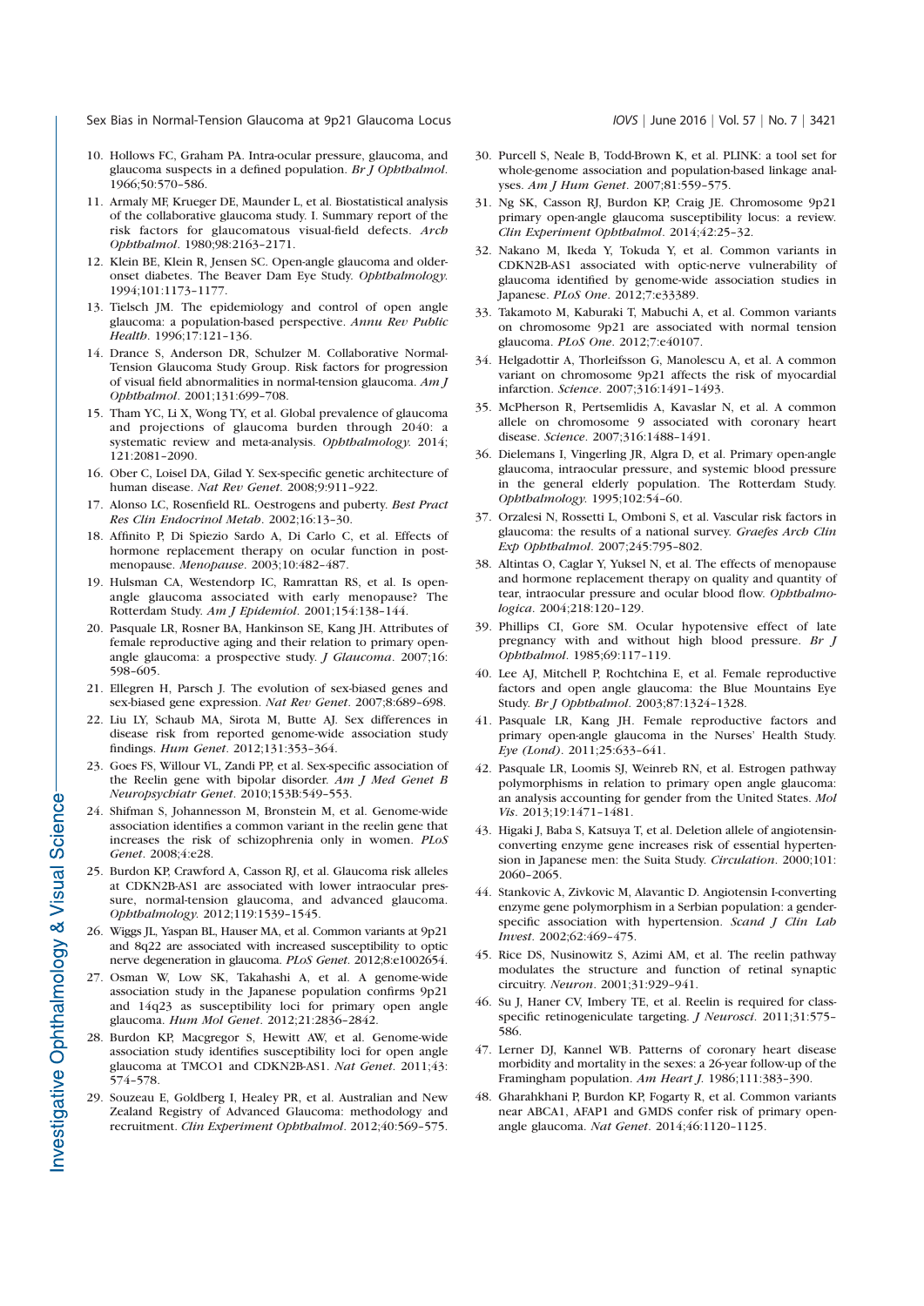10. Hollows FC, Graham PA. Intra-ocular pressure, glaucoma, and glaucoma suspects in a defined population. *Br J Ophthalmol*. 1966;50:570–586.
11. Armaly MF, Krueger DE, Maunder L, et al. Biostatistical analysis of the collaborative glaucoma study. I. Summary report of the risk factors for glaucomatous visual-field defects. *Arch Ophthalmol*. 1980;98:2163–2171.
12. Klein BE, Klein R, Jensen SC. Open-angle glaucoma and older-onset diabetes. The Beaver Dam Eye Study. *Ophthalmology.* 1994;101:1173–1177.
13. Tielsch JM. The epidemiology and control of open angle glaucoma: a population-based perspective. *Annu Rev Public Health*. 1996;17:121–136.
14. Drance S, Anderson DR, Schulzer M. Collaborative Normal-Tension Glaucoma Study Group. Risk factors for progression of visual field abnormalities in normal-tension glaucoma. *Am J Ophthalmol*. 2001;131:699–708.
15. Tham YC, Li X, Wong TY, et al. Global prevalence of glaucoma and projections of glaucoma burden through 2040: a systematic review and meta-analysis. *Ophthalmology.* 2014; 121:2081–2090.
16. Ober C, Loisel DA, Gilad Y. Sex-specific genetic architecture of human disease. *Nat Rev Genet*. 2008;9:911–922.
17. Alonso LC, Rosenfield RL. Oestrogens and puberty. *Best Pract Res Clin Endocrinol Metab*. 2002;16:13–30.
18. Affinito P, Di Spiezio Sardo A, Di Carlo C, et al. Effects of hormone replacement therapy on ocular function in postmenopause. *Menopause*. 2003;10:482–487.
19. Hulsman CA, Westendorp IC, Ramrattan RS, et al. Is open-angle glaucoma associated with early menopause? The Rotterdam Study. *Am J Epidemiol*. 2001;154:138–144.
20. Pasquale LR, Rosner BA, Hankinson SE, Kang JH. Attributes of female reproductive aging and their relation to primary open-angle glaucoma: a prospective study. *J Glaucoma*. 2007;16: 598–605.
21. Ellegren H, Parsch J. The evolution of sex-biased genes and sex-biased gene expression. *Nat Rev Genet*. 2007;8:689–698.
22. Liu LY, Schaub MA, Sirota M, Butte AJ. Sex differences in disease risk from reported genome-wide association study findings. *Hum Genet*. 2012;131:353–364.
23. Goes FS, Willour VL, Zandi PP, et al. Sex-specific association of the Reelin gene with bipolar disorder. *Am J Med Genet B Neuropsychiatr Genet*. 2010;153B:549–553.
24. Shifman S, Johannesson M, Bronstein M, et al. Genome-wide association identifies a common variant in the reelin gene that increases the risk of schizophrenia only in women. *PLoS Genet*. 2008;4:e28.
25. Burdon KP, Crawford A, Casson RJ, et al. Glaucoma risk alleles at CDKN2B-AS1 are associated with lower intraocular pressure, normal-tension glaucoma, and advanced glaucoma. *Ophthalmology.* 2012;119:1539–1545.
26. Wiggs JL, Yaspan BL, Hauser MA, et al. Common variants at 9p21 and 8q22 are associated with increased susceptibility to optic nerve degeneration in glaucoma. *PLoS Genet*. 2012;8:e1002654.
27. Osman W, Low SK, Takahashi A, et al. A genome-wide association study in the Japanese population confirms 9p21 and 14q23 as susceptibility loci for primary open angle glaucoma. *Hum Mol Genet*. 2012;21:2836–2842.
28. Burdon KP, Macgregor S, Hewitt AW, et al. Genome-wide association study identifies susceptibility loci for open angle glaucoma at TMCO1 and CDKN2B-AS1. *Nat Genet*. 2011;43: 574–578.
29. Souzeau E, Goldberg I, Healey PR, et al. Australian and New Zealand Registry of Advanced Glaucoma: methodology and recruitment. *Clin Experiment Ophthalmol*. 2012;40:569–575.
30. Purcell S, Neale B, Todd-Brown K, et al. PLINK: a tool set for whole-genome association and population-based linkage analyses. *Am J Hum Genet*. 2007;81:559–575.
31. Ng SK, Casson RJ, Burdon KP, Craig JE. Chromosome 9p21 primary open-angle glaucoma susceptibility locus: a review. *Clin Experiment Ophthalmol*. 2014;42:25–32.
32. Nakano M, Ikeda Y, Tokuda Y, et al. Common variants in CDKN2B-AS1 associated with optic-nerve vulnerability of glaucoma identified by genome-wide association studies in Japanese. *PLoS One*. 2012;7:e33389.
33. Takamoto M, Kaburaki T, Mabuchi A, et al. Common variants on chromosome 9p21 are associated with normal tension glaucoma. *PLoS One*. 2012;7:e40107.
34. Helgadottir A, Thorleifsson G, Manolescu A, et al. A common variant on chromosome 9p21 affects the risk of myocardial infarction. *Science*. 2007;316:1491–1493.
35. McPherson R, Pertsemlidis A, Kavaslar N, et al. A common allele on chromosome 9 associated with coronary heart disease. *Science*. 2007;316:1488–1491.
36. Dielemans I, Vingerling JR, Algra D, et al. Primary open-angle glaucoma, intraocular pressure, and systemic blood pressure in the general elderly population. The Rotterdam Study. *Ophthalmology.* 1995;102:54–60.
37. Orzalesi N, Rossetti L, Omboni S, et al. Vascular risk factors in glaucoma: the results of a national survey. *Graefes Arch Clin Exp Ophthalmol*. 2007;245:795–802.
38. Altintas O, Caglar Y, Yuksel N, et al. The effects of menopause and hormone replacement therapy on quality and quantity of tear, intraocular pressure and ocular blood flow. *Ophthalmologica*. 2004;218:120–129.
39. Phillips CI, Gore SM. Ocular hypotensive effect of late pregnancy with and without high blood pressure. *Br J Ophthalmol*. 1985;69:117–119.
40. Lee AJ, Mitchell P, Rochtchina E, et al. Female reproductive factors and open angle glaucoma: the Blue Mountains Eye Study. *Br J Ophthalmol*. 2003;87:1324–1328.
41. Pasquale LR, Kang JH. Female reproductive factors and primary open-angle glaucoma in the Nurses' Health Study. *Eye (Lond)*. 2011;25:633–641.
42. Pasquale LR, Loomis SJ, Weinreb RN, et al. Estrogen pathway polymorphisms in relation to primary open angle glaucoma: an analysis accounting for gender from the United States. *Mol Vis*. 2013;19:1471–1481.
43. Higaki J, Baba S, Katsuya T, et al. Deletion allele of angiotensin-converting enzyme gene increases risk of essential hypertension in Japanese men: the Suita Study. *Circulation*. 2000;101: 2060–2065.
44. Stankovic A, Zivkovic M, Alavantic D. Angiotensin I-converting enzyme gene polymorphism in a Serbian population: a gender-specific association with hypertension. *Scand J Clin Lab Invest*. 2002;62:469–475.
45. Rice DS, Nusinowitz S, Azimi AM, et al. The reelin pathway modulates the structure and function of retinal synaptic circuitry. *Neuron*. 2001;31:929–941.
46. Su J, Haner CV, Imbery TE, et al. Reelin is required for class-specific retinogeniculate targeting. *J Neurosci*. 2011;31:575–586.
47. Lerner DJ, Kannel WB. Patterns of coronary heart disease morbidity and mortality in the sexes: a 26-year follow-up of the Framingham population. *Am Heart J*. 1986;111:383–390.
48. Gharahkhani P, Burdon KP, Fogarty R, et al. Common variants near ABCA1, AFAP1 and GMDS confer risk of primary open-angle glaucoma. *Nat Genet*. 2014;46:1120–1125.